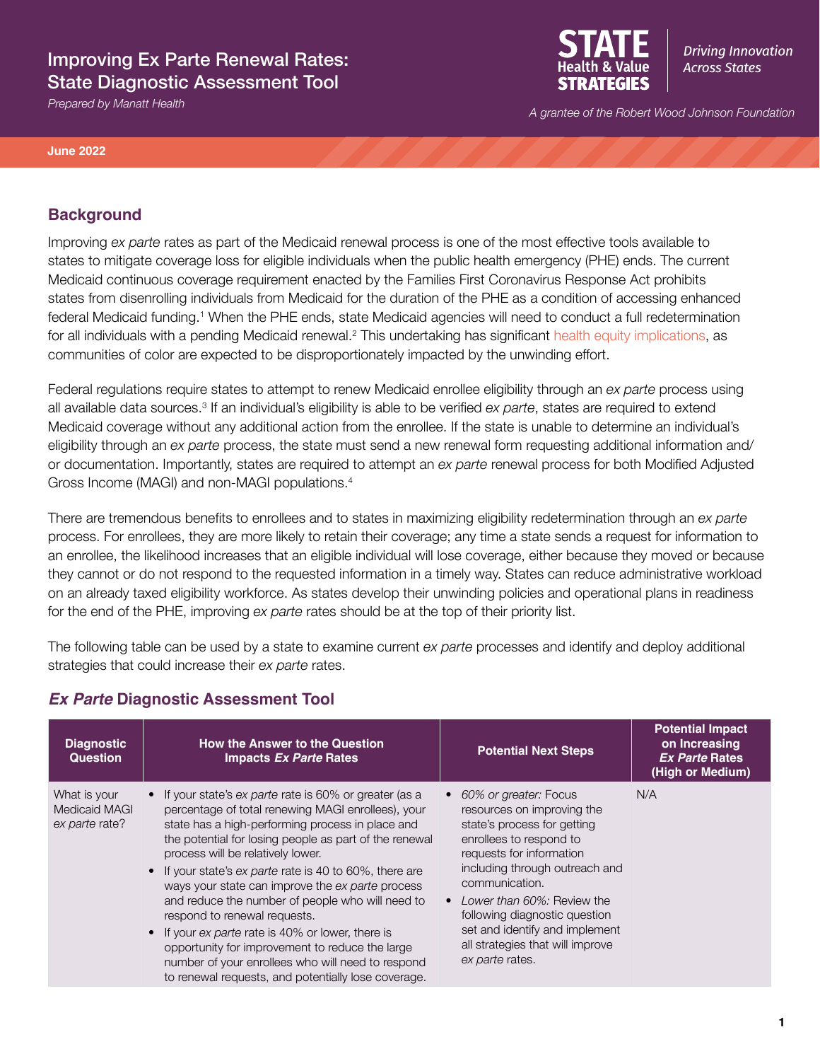# Improving Ex Parte Renewal Rates: State Diagnostic Assessment Tool

*Prepared by Manatt Health*

STATE Health & Value STRATEGIES — *Driving Innovation Across States*

*A grantee of the Robert Wood Johnson Foundation*

**June 2022**

## Background

Improving *ex parte* rates as part of the Medicaid renewal process is one of the most effective tools available to states to mitigate coverage loss for eligible individuals when the public health emergency (PHE) ends. The current Medicaid continuous coverage requirement enacted by the Families First Coronavirus Response Act prohibits states from disenrolling individuals from Medicaid for the duration of the PHE as a condition of accessing enhanced federal Medicaid funding.[1] When the PHE ends, state Medicaid agencies will need to conduct a full redetermination for all individuals with a pending Medicaid renewal.[2] This undertaking has significant health equity implications, as communities of color are expected to be disproportionately impacted by the unwinding effort.

Federal regulations require states to attempt to renew Medicaid enrollee eligibility through an *ex parte* process using all available data sources.[3] If an individual's eligibility is able to be verified *ex parte*, states are required to extend Medicaid coverage without any additional action from the enrollee. If the state is unable to determine an individual's eligibility through an *ex parte* process, the state must send a new renewal form requesting additional information and/or documentation. Importantly, states are required to attempt an *ex parte* renewal process for both Modified Adjusted Gross Income (MAGI) and non-MAGI populations.[4]

There are tremendous benefits to enrollees and to states in maximizing eligibility redetermination through an *ex parte* process. For enrollees, they are more likely to retain their coverage; any time a state sends a request for information to an enrollee, the likelihood increases that an eligible individual will lose coverage, either because they moved or because they cannot or do not respond to the requested information in a timely way. States can reduce administrative workload on an already taxed eligibility workforce. As states develop their unwinding policies and operational plans in readiness for the end of the PHE, improving *ex parte* rates should be at the top of their priority list.

The following table can be used by a state to examine current *ex parte* processes and identify and deploy additional strategies that could increase their *ex parte* rates.

## *Ex Parte* Diagnostic Assessment Tool

| Diagnostic Question | How the Answer to the Question Impacts *Ex Parte* Rates | Potential Next Steps | Potential Impact on Increasing *Ex Parte* Rates (High or Medium) |
|---|---|---|---|
| What is your Medicaid MAGI *ex parte* rate? | • If your state's *ex parte* rate is 60% or greater (as a percentage of total renewing MAGI enrollees), your state has a high-performing process in place and the potential for losing people as part of the renewal process will be relatively lower.<br>• If your state's *ex parte* rate is 40 to 60%, there are ways your state can improve the *ex parte* process and reduce the number of people who will need to respond to renewal requests.<br>• If your *ex parte* rate is 40% or lower, there is opportunity for improvement to reduce the large number of your enrollees who will need to respond to renewal requests, and potentially lose coverage. | • *60% or greater:* Focus resources on improving the state's process for getting enrollees to respond to requests for information including through outreach and communication.<br>• *Lower than 60%:* Review the following diagnostic question set and identify and implement all strategies that will improve *ex parte* rates. | N/A |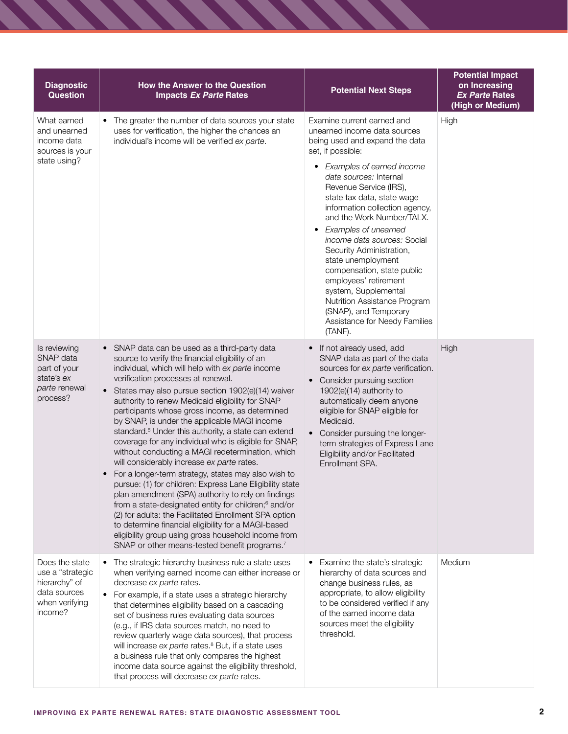| Diagnostic Question | How the Answer to the Question Impacts *Ex Parte* Rates | Potential Next Steps | Potential Impact on Increasing *Ex Parte* Rates (High or Medium) |
|---|---|---|---|
| What earned and unearned income data sources is your state using? | • The greater the number of data sources your state uses for verification, the higher the chances an individual's income will be verified *ex parte*. | Examine current earned and unearned income data sources being used and expand the data set, if possible:<br>• *Examples of earned income data sources:* Internal Revenue Service (IRS), state tax data, state wage information collection agency, and the Work Number/TALX.<br>• *Examples of unearned income data sources:* Social Security Administration, state unemployment compensation, state public employees' retirement system, Supplemental Nutrition Assistance Program (SNAP), and Temporary Assistance for Needy Families (TANF). | High |
| Is reviewing SNAP data part of your state's *ex parte* renewal process? | • SNAP data can be used as a third-party data source to verify the financial eligibility of an individual, which will help with *ex parte* income verification processes at renewal.<br>• States may also pursue section 1902(e)(14) waiver authority to renew Medicaid eligibility for SNAP participants whose gross income, as determined by SNAP, is under the applicable MAGI income standard.[5] Under this authority, a state can extend coverage for any individual who is eligible for SNAP, without conducting a MAGI redetermination, which will considerably increase *ex parte* rates.<br>• For a longer-term strategy, states may also wish to pursue: (1) for children: Express Lane Eligibility state plan amendment (SPA) authority to rely on findings from a state-designated entity for children;[6] and/or (2) for adults: the Facilitated Enrollment SPA option to determine financial eligibility for a MAGI-based eligibility group using gross household income from SNAP or other means-tested benefit programs.[7] | • If not already used, add SNAP data as part of the data sources for *ex parte* verification.<br>• Consider pursuing section 1902(e)(14) authority to automatically deem anyone eligible for SNAP eligible for Medicaid.<br>• Consider pursuing the longer-term strategies of Express Lane Eligibility and/or Facilitated Enrollment SPA. | High |
| Does the state use a "strategic hierarchy" of data sources when verifying income? | • The strategic hierarchy business rule a state uses when verifying earned income can either increase or decrease *ex parte* rates.<br>• For example, if a state uses a strategic hierarchy that determines eligibility based on a cascading set of business rules evaluating data sources (e.g., if IRS data sources match, no need to review quarterly wage data sources), that process will increase *ex parte* rates.[8] But, if a state uses a business rule that only compares the highest income data source against the eligibility threshold, that process will decrease *ex parte* rates. | • Examine the state's strategic hierarchy of data sources and change business rules, as appropriate, to allow eligibility to be considered verified if any of the earned income data sources meet the eligibility threshold. | Medium |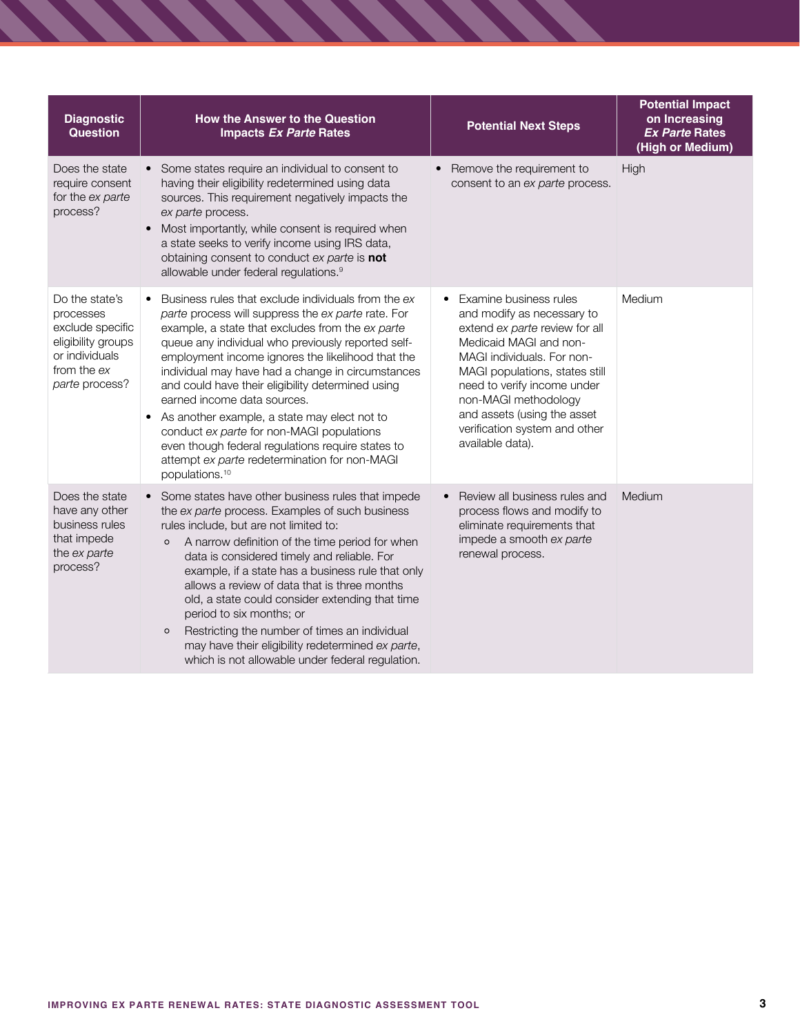| Diagnostic Question | How the Answer to the Question Impacts *Ex Parte* Rates | Potential Next Steps | Potential Impact on Increasing *Ex Parte* Rates (High or Medium) |
|---|---|---|---|
| Does the state require consent for the *ex parte* process? | • Some states require an individual to consent to having their eligibility redetermined using data sources. This requirement negatively impacts the *ex parte* process.<br>• Most importantly, while consent is required when a state seeks to verify income using IRS data, obtaining consent to conduct *ex parte* is **not** allowable under federal regulations.[9] | • Remove the requirement to consent to an *ex parte* process. | High |
| Do the state's processes exclude specific eligibility groups or individuals from the *ex parte* process? | • Business rules that exclude individuals from the *ex parte* process will suppress the *ex parte* rate. For example, a state that excludes from the *ex parte* queue any individual who previously reported self-employment income ignores the likelihood that the individual may have had a change in circumstances and could have their eligibility determined using earned income data sources.<br>• As another example, a state may elect not to conduct *ex parte* for non-MAGI populations even though federal regulations require states to attempt *ex parte* redetermination for non-MAGI populations.[10] | • Examine business rules and modify as necessary to extend *ex parte* review for all Medicaid MAGI and non-MAGI individuals. For non-MAGI populations, states still need to verify income under non-MAGI methodology and assets (using the asset verification system and other available data). | Medium |
| Does the state have any other business rules that impede the *ex parte* process? | • Some states have other business rules that impede the *ex parte* process. Examples of such business rules include, but are not limited to:<br>◦ A narrow definition of the time period for when data is considered timely and reliable. For example, if a state has a business rule that only allows a review of data that is three months old, a state could consider extending that time period to six months; or<br>◦ Restricting the number of times an individual may have their eligibility redetermined *ex parte*, which is not allowable under federal regulation. | • Review all business rules and process flows and modify to eliminate requirements that impede a smooth *ex parte* renewal process. | Medium |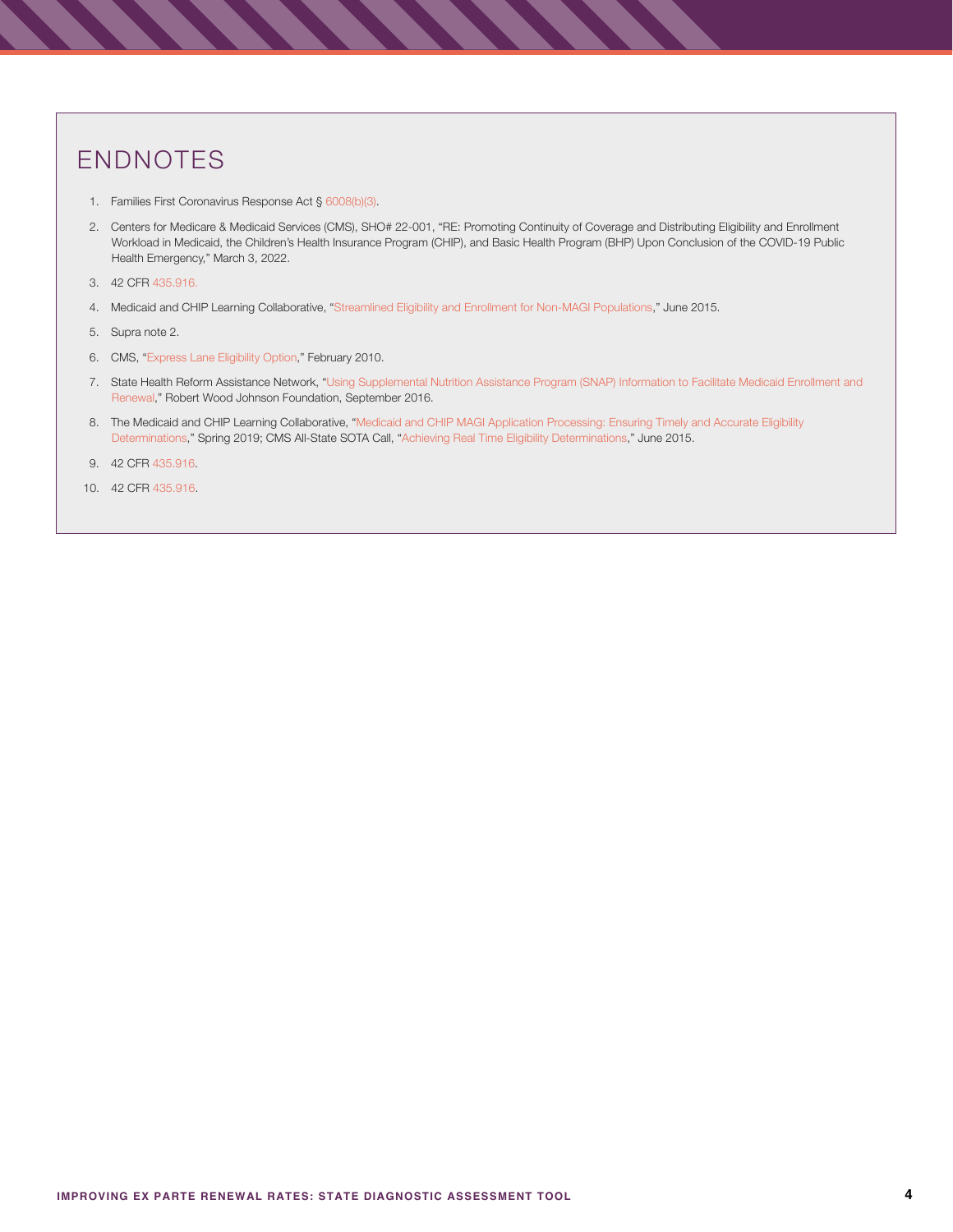# ENDNOTES

1. Families First Coronavirus Response Act § 6008(b)(3).
2. Centers for Medicare & Medicaid Services (CMS), SHO# 22-001, "RE: Promoting Continuity of Coverage and Distributing Eligibility and Enrollment Workload in Medicaid, the Children's Health Insurance Program (CHIP), and Basic Health Program (BHP) Upon Conclusion of the COVID-19 Public Health Emergency," March 3, 2022.
3. 42 CFR 435.916.
4. Medicaid and CHIP Learning Collaborative, "Streamlined Eligibility and Enrollment for Non-MAGI Populations," June 2015.
5. Supra note 2.
6. CMS, "Express Lane Eligibility Option," February 2010.
7. State Health Reform Assistance Network, "Using Supplemental Nutrition Assistance Program (SNAP) Information to Facilitate Medicaid Enrollment and Renewal," Robert Wood Johnson Foundation, September 2016.
8. The Medicaid and CHIP Learning Collaborative, "Medicaid and CHIP MAGI Application Processing: Ensuring Timely and Accurate Eligibility Determinations," Spring 2019; CMS All-State SOTA Call, "Achieving Real Time Eligibility Determinations," June 2015.
9. 42 CFR 435.916.
10. 42 CFR 435.916.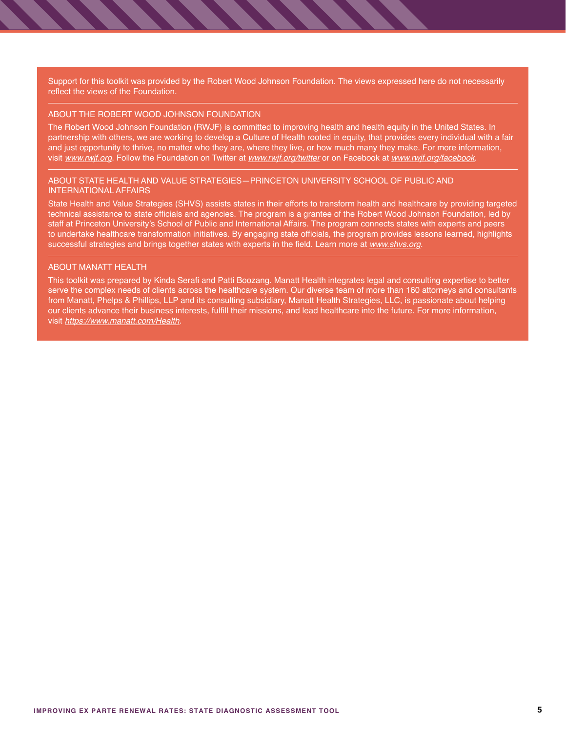Support for this toolkit was provided by the Robert Wood Johnson Foundation. The views expressed here do not necessarily reflect the views of the Foundation.

---

## ABOUT THE ROBERT WOOD JOHNSON FOUNDATION

The Robert Wood Johnson Foundation (RWJF) is committed to improving health and health equity in the United States. In partnership with others, we are working to develop a Culture of Health rooted in equity, that provides every individual with a fair and just opportunity to thrive, no matter who they are, where they live, or how much many they make. For more information, visit *www.rwjf.org*. Follow the Foundation on Twitter at *www.rwjf.org/twitter* or on Facebook at *www.rwjf.org/facebook*.

---

## ABOUT STATE HEALTH AND VALUE STRATEGIES—PRINCETON UNIVERSITY SCHOOL OF PUBLIC AND INTERNATIONAL AFFAIRS

State Health and Value Strategies (SHVS) assists states in their efforts to transform health and healthcare by providing targeted technical assistance to state officials and agencies. The program is a grantee of the Robert Wood Johnson Foundation, led by staff at Princeton University's School of Public and International Affairs. The program connects states with experts and peers to undertake healthcare transformation initiatives. By engaging state officials, the program provides lessons learned, highlights successful strategies and brings together states with experts in the field. Learn more at *www.shvs.org*.

---

## ABOUT MANATT HEALTH

This toolkit was prepared by Kinda Serafi and Patti Boozang. Manatt Health integrates legal and consulting expertise to better serve the complex needs of clients across the healthcare system. Our diverse team of more than 160 attorneys and consultants from Manatt, Phelps & Phillips, LLP and its consulting subsidiary, Manatt Health Strategies, LLC, is passionate about helping our clients advance their business interests, fulfill their missions, and lead healthcare into the future. For more information, visit *https://www.manatt.com/Health*.